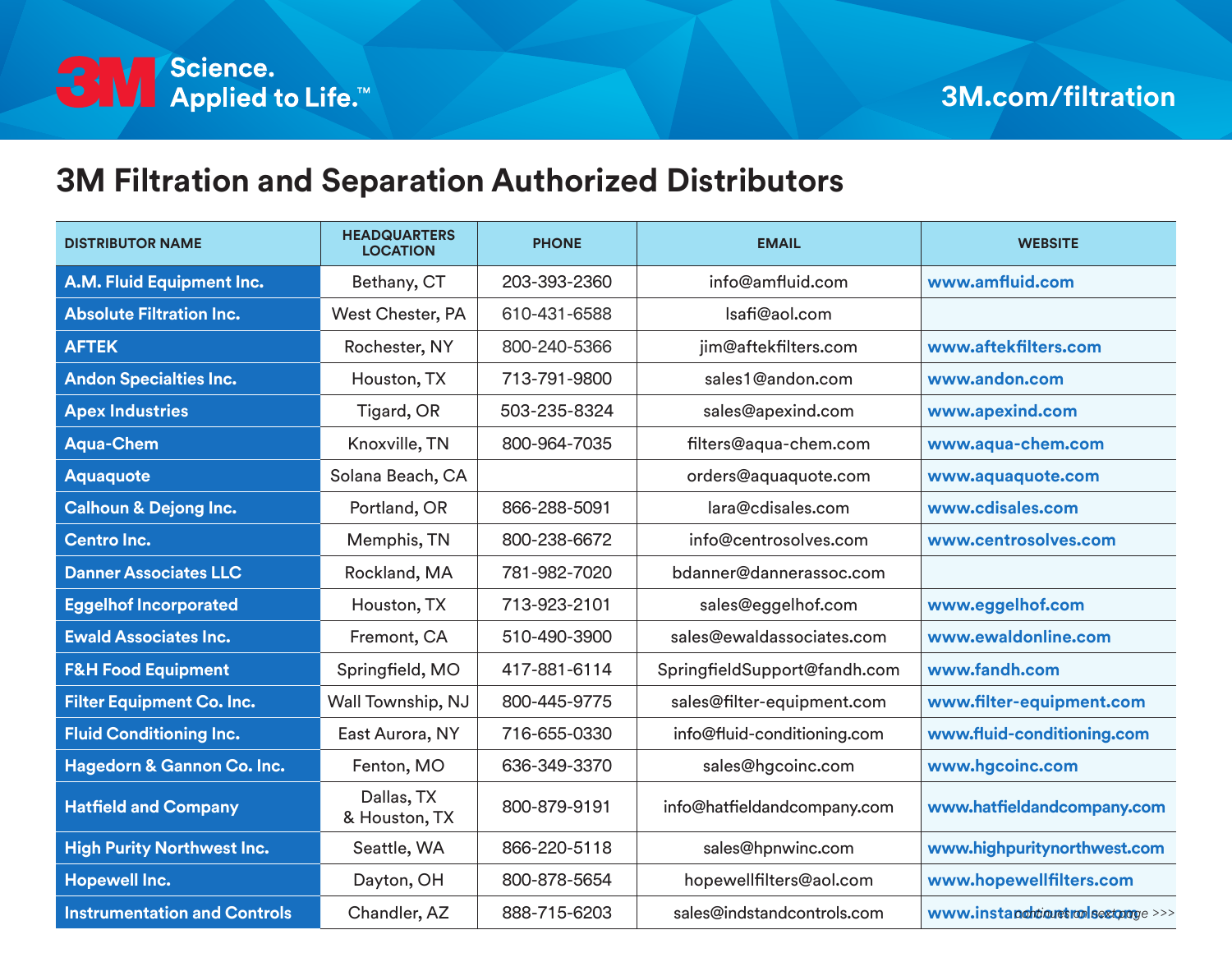3M Science. Applied to Life.™

3M.com/filtration

# 3M Filtration and Separation Authorized Distributors

| DISTRIBUTOR NAME | HEADQUARTERS LOCATION | PHONE | EMAIL | WEBSITE |
|---|---|---|---|---|
| A.M. Fluid Equipment Inc. | Bethany, CT | 203-393-2360 | info@amfluid.com | www.amfluid.com |
| Absolute Filtration Inc. | West Chester, PA | 610-431-6588 | lsafi@aol.com | |
| AFTEK | Rochester, NY | 800-240-5366 | jim@aftekfilters.com | www.aftekfilters.com |
| Andon Specialties Inc. | Houston, TX | 713-791-9800 | sales1@andon.com | www.andon.com |
| Apex Industries | Tigard, OR | 503-235-8324 | sales@apexind.com | www.apexind.com |
| Aqua-Chem | Knoxville, TN | 800-964-7035 | filters@aqua-chem.com | www.aqua-chem.com |
| Aquaquote | Solana Beach, CA | | orders@aquaquote.com | www.aquaquote.com |
| Calhoun & Dejong Inc. | Portland, OR | 866-288-5091 | lara@cdisales.com | www.cdisales.com |
| Centro Inc. | Memphis, TN | 800-238-6672 | info@centrosolves.com | www.centrosolves.com |
| Danner Associates LLC | Rockland, MA | 781-982-7020 | bdanner@dannerassoc.com | |
| Eggelhof Incorporated | Houston, TX | 713-923-2101 | sales@eggelhof.com | www.eggelhof.com |
| Ewald Associates Inc. | Fremont, CA | 510-490-3900 | sales@ewaldassociates.com | www.ewaldonline.com |
| F&H Food Equipment | Springfield, MO | 417-881-6114 | SpringfieldSupport@fandh.com | www.fandh.com |
| Filter Equipment Co. Inc. | Wall Township, NJ | 800-445-9775 | sales@filter-equipment.com | www.filter-equipment.com |
| Fluid Conditioning Inc. | East Aurora, NY | 716-655-0330 | info@fluid-conditioning.com | www.fluid-conditioning.com |
| Hagedorn & Gannon Co. Inc. | Fenton, MO | 636-349-3370 | sales@hgcoinc.com | www.hgcoinc.com |
| Hatfield and Company | Dallas, TX & Houston, TX | 800-879-9191 | info@hatfieldandcompany.com | www.hatfieldandcompany.com |
| High Purity Northwest Inc. | Seattle, WA | 866-220-5118 | sales@hpnwinc.com | www.highpuritynorthwest.com |
| Hopewell Inc. | Dayton, OH | 800-878-5654 | hopewellfilters@aol.com | www.hopewellfilters.com |
| Instrumentation and Controls | Chandler, AZ | 888-715-6203 | sales@indstandcontrols.com | www.instandcontrols.com |

continued on next page >>>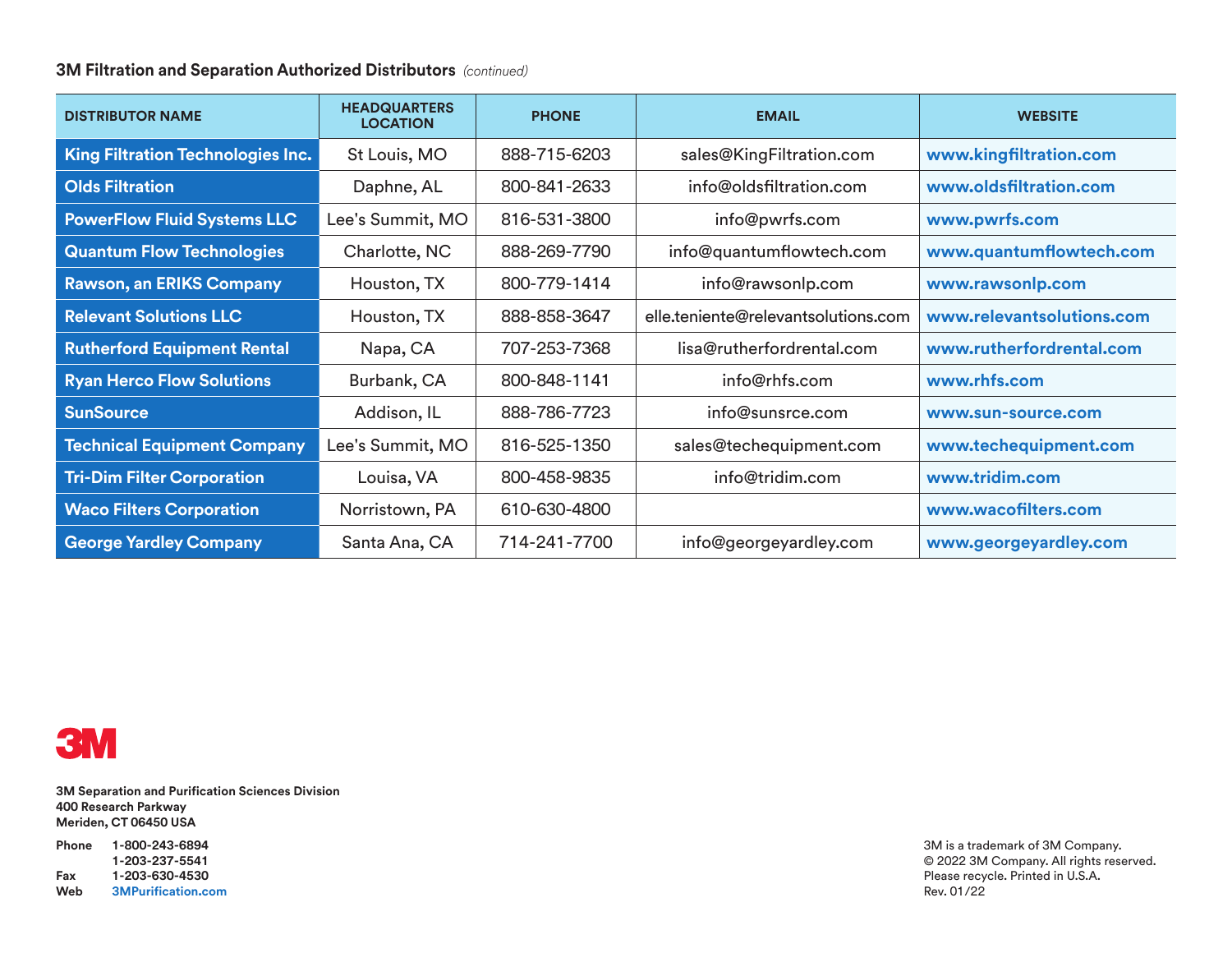**3M Filtration and Separation Authorized Distributors** *(continued)*

| DISTRIBUTOR NAME | HEADQUARTERS LOCATION | PHONE | EMAIL | WEBSITE |
|---|---|---|---|---|
| **King Filtration Technologies Inc.** | St Louis, MO | 888-715-6203 | sales@KingFiltration.com | **www.kingfiltration.com** |
| **Olds Filtration** | Daphne, AL | 800-841-2633 | info@oldsfiltration.com | **www.oldsfiltration.com** |
| **PowerFlow Fluid Systems LLC** | Lee's Summit, MO | 816-531-3800 | info@pwrfs.com | **www.pwrfs.com** |
| **Quantum Flow Technologies** | Charlotte, NC | 888-269-7790 | info@quantumflowtech.com | **www.quantumflowtech.com** |
| **Rawson, an ERIKS Company** | Houston, TX | 800-779-1414 | info@rawsonlp.com | **www.rawsonlp.com** |
| **Relevant Solutions LLC** | Houston, TX | 888-858-3647 | elle.teniente@relevantsolutions.com | **www.relevantsolutions.com** |
| **Rutherford Equipment Rental** | Napa, CA | 707-253-7368 | lisa@rutherfordrental.com | **www.rutherfordrental.com** |
| **Ryan Herco Flow Solutions** | Burbank, CA | 800-848-1141 | info@rhfs.com | **www.rhfs.com** |
| **SunSource** | Addison, IL | 888-786-7723 | info@sunsrce.com | **www.sun-source.com** |
| **Technical Equipment Company** | Lee's Summit, MO | 816-525-1350 | sales@techequipment.com | **www.techequipment.com** |
| **Tri-Dim Filter Corporation** | Louisa, VA | 800-458-9835 | info@tridim.com | **www.tridim.com** |
| **Waco Filters Corporation** | Norristown, PA | 610-630-4800 | | **www.wacofilters.com** |
| **George Yardley Company** | Santa Ana, CA | 714-241-7700 | info@georgeyardley.com | **www.georgeyardley.com** |

3M

**3M Separation and Purification Sciences Division**
**400 Research Parkway**
**Meriden, CT 06450 USA**

**Phone** 1-800-243-6894
1-203-237-5541
**Fax** 1-203-630-4530
**Web** 3MPurification.com

3M is a trademark of 3M Company.
© 2022 3M Company. All rights reserved.
Please recycle. Printed in U.S.A.
Rev. 01/22